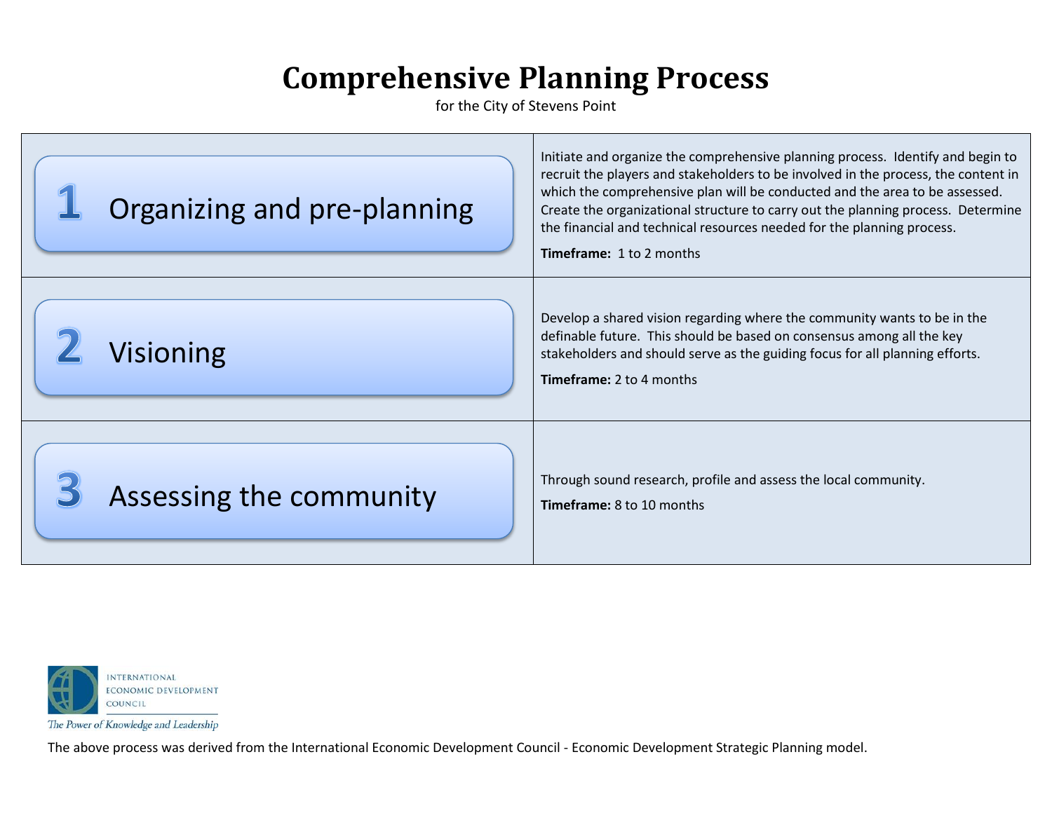# Comprehensive Planning Process

for the City of Stevens Point

| Step | Description |
|---|---|
| **1** Organizing and pre-planning | Initiate and organize the comprehensive planning process. Identify and begin to recruit the players and stakeholders to be involved in the process, the content in which the comprehensive plan will be conducted and the area to be assessed. Create the organizational structure to carry out the planning process. Determine the financial and technical resources needed for the planning process.<br>**Timeframe:** 1 to 2 months |
| **2** Visioning | Develop a shared vision regarding where the community wants to be in the definable future. This should be based on consensus among all the key stakeholders and should serve as the guiding focus for all planning efforts.<br>**Timeframe:** 2 to 4 months |
| **3** Assessing the community | Through sound research, profile and assess the local community.<br>**Timeframe:** 8 to 10 months |

INTERNATIONAL ECONOMIC DEVELOPMENT COUNCIL

*The Power of Knowledge and Leadership*

The above process was derived from the International Economic Development Council - Economic Development Strategic Planning model.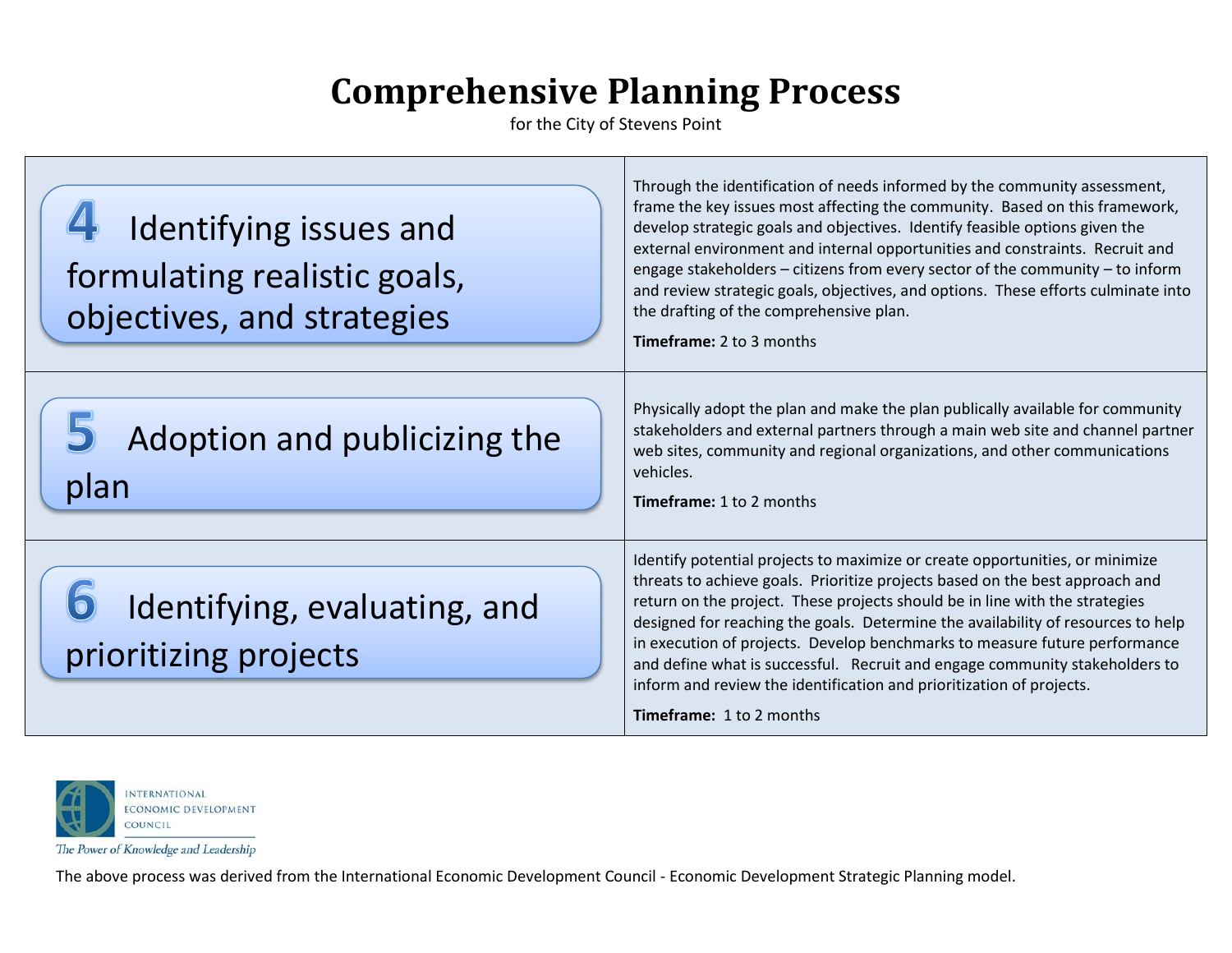# Comprehensive Planning Process

for the City of Stevens Point

| Step | Description |
|---|---|
| **4** Identifying issues and formulating realistic goals, objectives, and strategies | Through the identification of needs informed by the community assessment, frame the key issues most affecting the community. Based on this framework, develop strategic goals and objectives. Identify feasible options given the external environment and internal opportunities and constraints. Recruit and engage stakeholders – citizens from every sector of the community – to inform and review strategic goals, objectives, and options. These efforts culminate into the drafting of the comprehensive plan.<br><br>**Timeframe:** 2 to 3 months |
| **5** Adoption and publicizing the plan | Physically adopt the plan and make the plan publically available for community stakeholders and external partners through a main web site and channel partner web sites, community and regional organizations, and other communications vehicles.<br><br>**Timeframe:** 1 to 2 months |
| **6** Identifying, evaluating, and prioritizing projects | Identify potential projects to maximize or create opportunities, or minimize threats to achieve goals. Prioritize projects based on the best approach and return on the project. These projects should be in line with the strategies designed for reaching the goals. Determine the availability of resources to help in execution of projects. Develop benchmarks to measure future performance and define what is successful. Recruit and engage community stakeholders to inform and review the identification and prioritization of projects.<br><br>**Timeframe:** 1 to 2 months |

INTERNATIONAL ECONOMIC DEVELOPMENT COUNCIL

*The Power of Knowledge and Leadership*

The above process was derived from the International Economic Development Council - Economic Development Strategic Planning model.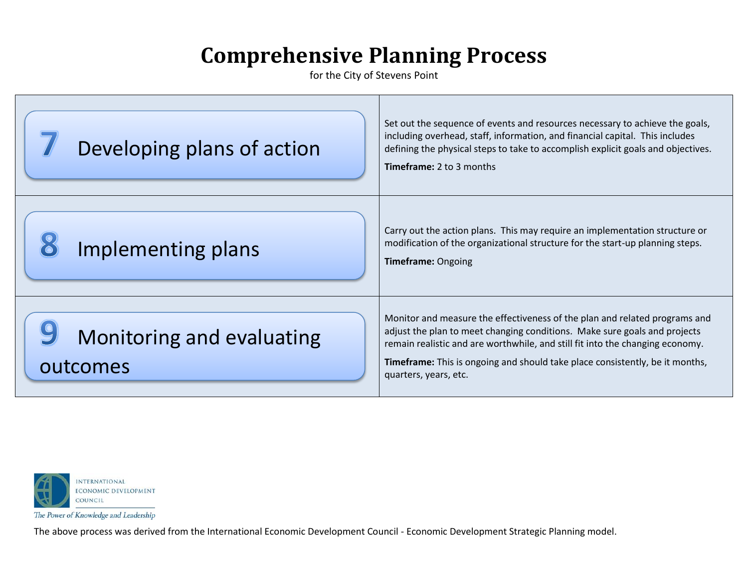# Comprehensive Planning Process

for the City of Stevens Point

| Step | Description |
| --- | --- |
| **7** Developing plans of action | Set out the sequence of events and resources necessary to achieve the goals, including overhead, staff, information, and financial capital. This includes defining the physical steps to take to accomplish explicit goals and objectives.<br><br>**Timeframe:** 2 to 3 months |
| **8** Implementing plans | Carry out the action plans. This may require an implementation structure or modification of the organizational structure for the start-up planning steps.<br><br>**Timeframe:** Ongoing |
| **9** Monitoring and evaluating outcomes | Monitor and measure the effectiveness of the plan and related programs and adjust the plan to meet changing conditions. Make sure goals and projects remain realistic and are worthwhile, and still fit into the changing economy.<br><br>**Timeframe:** This is ongoing and should take place consistently, be it months, quarters, years, etc. |

INTERNATIONAL ECONOMIC DEVELOPMENT COUNCIL

*The Power of Knowledge and Leadership*

The above process was derived from the International Economic Development Council - Economic Development Strategic Planning model.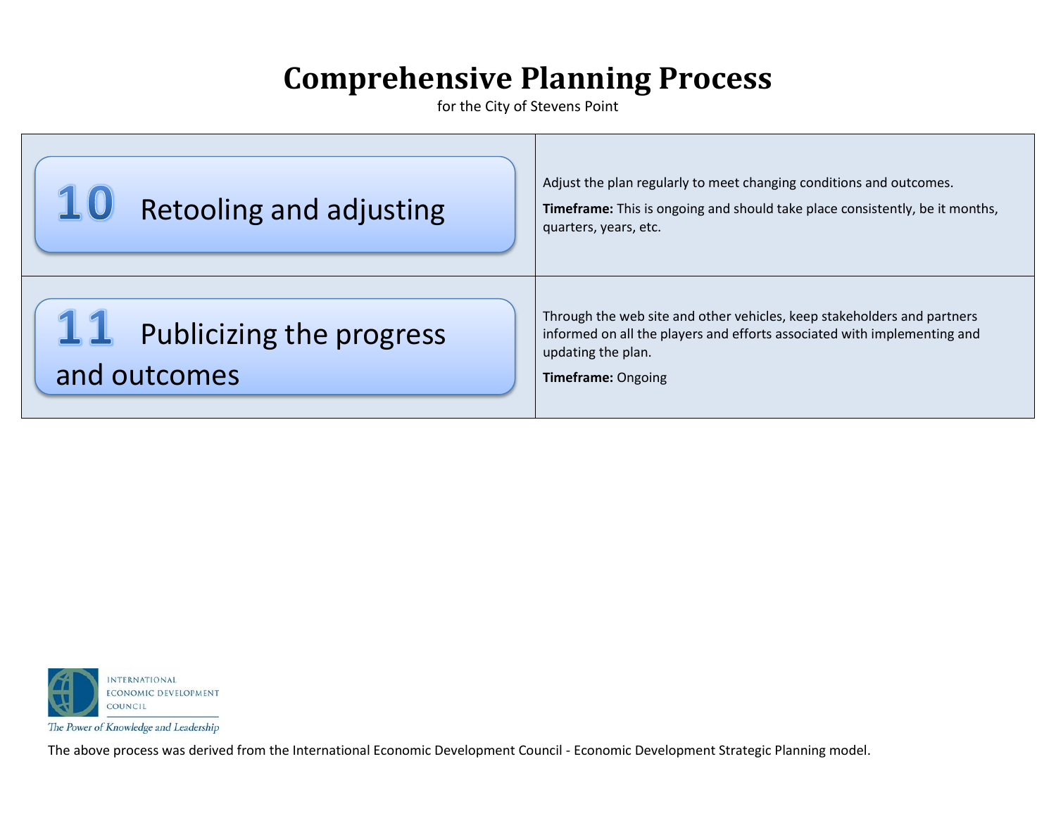# Comprehensive Planning Process

for the City of Stevens Point

| | |
|---|---|
| **10** Retooling and adjusting | Adjust the plan regularly to meet changing conditions and outcomes.<br><br>**Timeframe:** This is ongoing and should take place consistently, be it months, quarters, years, etc. |
| **11** Publicizing the progress and outcomes | Through the web site and other vehicles, keep stakeholders and partners informed on all the players and efforts associated with implementing and updating the plan.<br><br>**Timeframe:** Ongoing |

INTERNATIONAL ECONOMIC DEVELOPMENT COUNCIL

*The Power of Knowledge and Leadership*

The above process was derived from the International Economic Development Council - Economic Development Strategic Planning model.